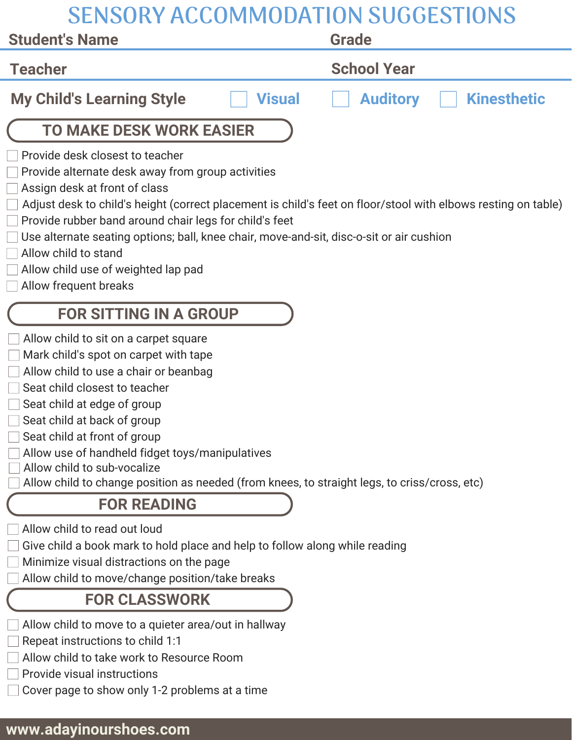# SENSORY ACCOMMODATION SUGGESTIONS

**Student's Name** **Grade**

**Teacher** **School Year**

**My Child's Learning Style** ☐ Visual ☐ Auditory ☐ Kinesthetic

## TO MAKE DESK WORK EASIER

- ☐ Provide desk closest to teacher
- ☐ Provide alternate desk away from group activities
- ☐ Assign desk at front of class
- ☐ Adjust desk to child's height (correct placement is child's feet on floor/stool with elbows resting on table)
- ☐ Provide rubber band around chair legs for child's feet
- ☐ Use alternate seating options; ball, knee chair, move-and-sit, disc-o-sit or air cushion
- ☐ Allow child to stand
- ☐ Allow child use of weighted lap pad
- ☐ Allow frequent breaks

## FOR SITTING IN A GROUP

- ☐ Allow child to sit on a carpet square
- ☐ Mark child's spot on carpet with tape
- ☐ Allow child to use a chair or beanbag
- ☐ Seat child closest to teacher
- ☐ Seat child at edge of group
- ☐ Seat child at back of group
- ☐ Seat child at front of group
- ☐ Allow use of handheld fidget toys/manipulatives
- ☐ Allow child to sub-vocalize
- ☐ Allow child to change position as needed (from knees, to straight legs, to criss/cross, etc)

## FOR READING

- ☐ Allow child to read out loud
- ☐ Give child a book mark to hold place and help to follow along while reading
- ☐ Minimize visual distractions on the page
- ☐ Allow child to move/change position/take breaks

## FOR CLASSWORK

- ☐ Allow child to move to a quieter area/out in hallway
- ☐ Repeat instructions to child 1:1
- ☐ Allow child to take work to Resource Room
- ☐ Provide visual instructions
- ☐ Cover page to show only 1-2 problems at a time

www.adayinourshoes.com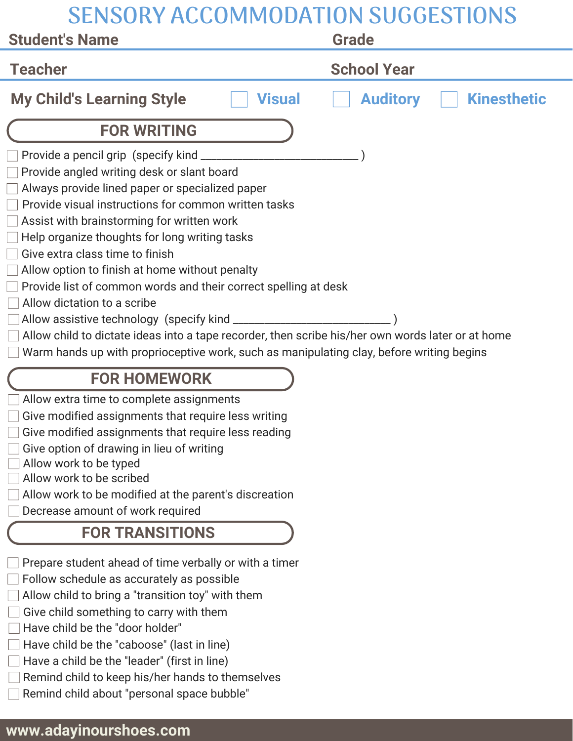# SENSORY ACCOMMODATION SUGGESTIONS

**Student's Name** **Grade**

**Teacher** **School Year**

**My Child's Learning Style** ☐ Visual ☐ Auditory ☐ Kinesthetic

## FOR WRITING

- ☐ Provide a pencil grip (specify kind ___________________________ )
- ☐ Provide angled writing desk or slant board
- ☐ Always provide lined paper or specialized paper
- ☐ Provide visual instructions for common written tasks
- ☐ Assist with brainstorming for written work
- ☐ Help organize thoughts for long writing tasks
- ☐ Give extra class time to finish
- ☐ Allow option to finish at home without penalty
- ☐ Provide list of common words and their correct spelling at desk
- ☐ Allow dictation to a scribe
- ☐ Allow assistive technology (specify kind ___________________________ )
- ☐ Allow child to dictate ideas into a tape recorder, then scribe his/her own words later or at home
- ☐ Warm hands up with proprioceptive work, such as manipulating clay, before writing begins

## FOR HOMEWORK

- ☐ Allow extra time to complete assignments
- ☐ Give modified assignments that require less writing
- ☐ Give modified assignments that require less reading
- ☐ Give option of drawing in lieu of writing
- ☐ Allow work to be typed
- ☐ Allow work to be scribed
- ☐ Allow work to be modified at the parent's discreation
- ☐ Decrease amount of work required

## FOR TRANSITIONS

- ☐ Prepare student ahead of time verbally or with a timer
- ☐ Follow schedule as accurately as possible
- ☐ Allow child to bring a "transition toy" with them
- ☐ Give child something to carry with them
- ☐ Have child be the "door holder"
- ☐ Have child be the "caboose" (last in line)
- ☐ Have a child be the "leader" (first in line)
- ☐ Remind child to keep his/her hands to themselves
- ☐ Remind child about "personal space bubble"

www.adayinourshoes.com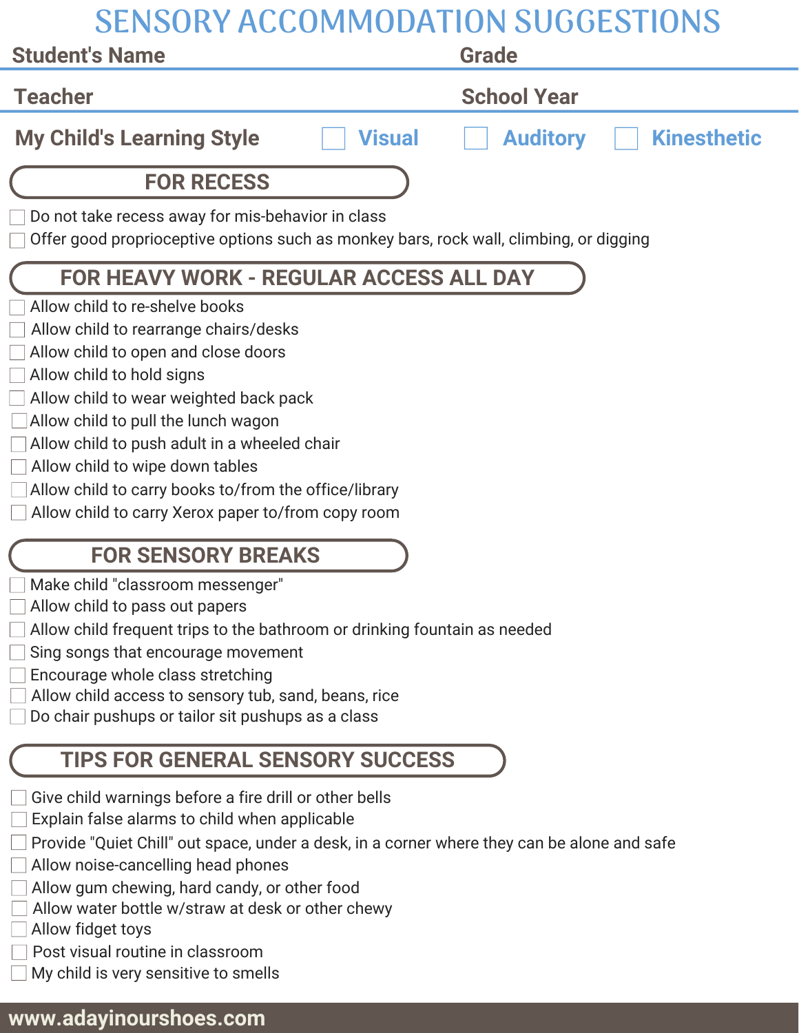# SENSORY ACCOMMODATION SUGGESTIONS

**Student's Name** **Grade**

**Teacher** **School Year**

**My Child's Learning Style** ☐ Visual ☐ Auditory ☐ Kinesthetic

## FOR RECESS

- ☐ Do not take recess away for mis-behavior in class
- ☐ Offer good proprioceptive options such as monkey bars, rock wall, climbing, or digging

## FOR HEAVY WORK - REGULAR ACCESS ALL DAY

- ☐ Allow child to re-shelve books
- ☐ Allow child to rearrange chairs/desks
- ☐ Allow child to open and close doors
- ☐ Allow child to hold signs
- ☐ Allow child to wear weighted back pack
- ☐ Allow child to pull the lunch wagon
- ☐ Allow child to push adult in a wheeled chair
- ☐ Allow child to wipe down tables
- ☐ Allow child to carry books to/from the office/library
- ☐ Allow child to carry Xerox paper to/from copy room

## FOR SENSORY BREAKS

- ☐ Make child "classroom messenger"
- ☐ Allow child to pass out papers
- ☐ Allow child frequent trips to the bathroom or drinking fountain as needed
- ☐ Sing songs that encourage movement
- ☐ Encourage whole class stretching
- ☐ Allow child access to sensory tub, sand, beans, rice
- ☐ Do chair pushups or tailor sit pushups as a class

## TIPS FOR GENERAL SENSORY SUCCESS

- ☐ Give child warnings before a fire drill or other bells
- ☐ Explain false alarms to child when applicable
- ☐ Provide "Quiet Chill" out space, under a desk, in a corner where they can be alone and safe
- ☐ Allow noise-cancelling head phones
- ☐ Allow gum chewing, hard candy, or other food
- ☐ Allow water bottle w/straw at desk or other chewy
- ☐ Allow fidget toys
- ☐ Post visual routine in classroom
- ☐ My child is very sensitive to smells

www.adayinourshoes.com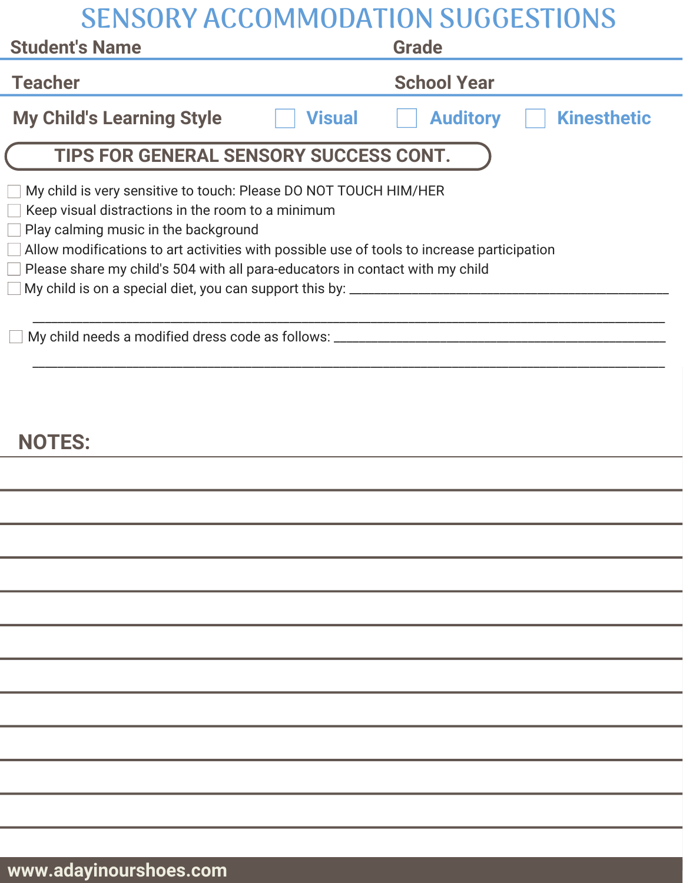# SENSORY ACCOMMODATION SUGGESTIONS

**Student's Name** **Grade**

**Teacher** **School Year**

**My Child's Learning Style** ☐ **Visual** ☐ **Auditory** ☐ **Kinesthetic**

## TIPS FOR GENERAL SENSORY SUCCESS CONT.

- ☐ My child is very sensitive to touch: Please DO NOT TOUCH HIM/HER
- ☐ Keep visual distractions in the room to a minimum
- ☐ Play calming music in the background
- ☐ Allow modifications to art activities with possible use of tools to increase participation
- ☐ Please share my child's 504 with all para-educators in contact with my child
- ☐ My child is on a special diet, you can support this by: ____________________________________________

  ____________________________________________________________________________________
- ☐ My child needs a modified dress code as follows: ____________________________________________

  ____________________________________________________________________________________

## NOTES:

www.adayinourshoes.com